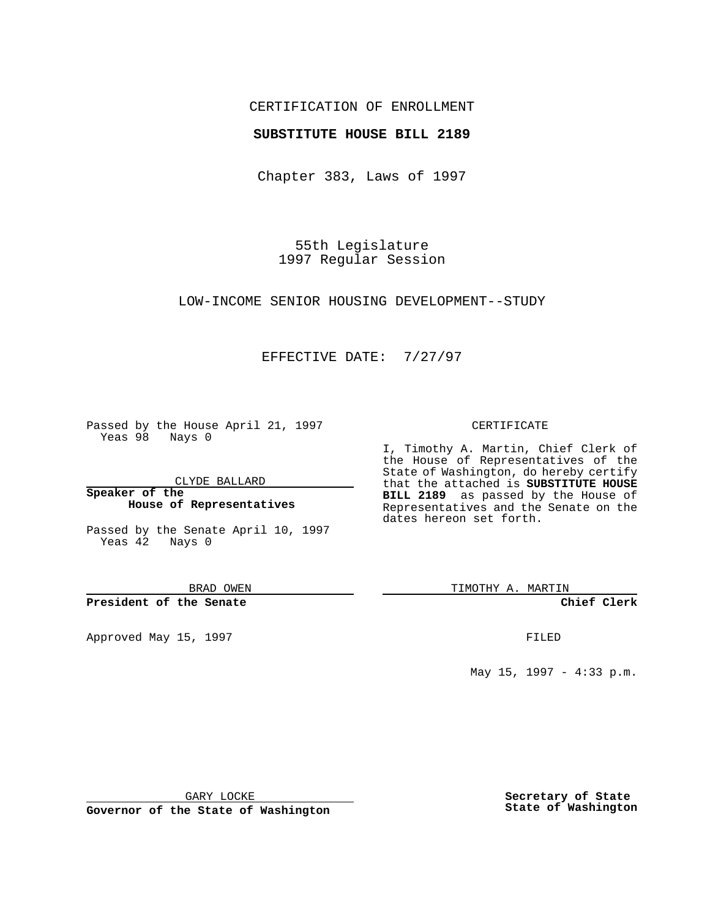CERTIFICATION OF ENROLLMENT

**SUBSTITUTE HOUSE BILL 2189**

Chapter 383, Laws of 1997

55th Legislature
1997 Regular Session

LOW-INCOME SENIOR HOUSING DEVELOPMENT--STUDY

EFFECTIVE DATE: 7/27/97

Passed by the House April 21, 1997
Yeas 98 Nays 0

CLYDE BALLARD

**Speaker of the House of Representatives**

Passed by the Senate April 10, 1997
Yeas 42 Nays 0

BRAD OWEN

**President of the Senate**

Approved May 15, 1997

GARY LOCKE

**Governor of the State of Washington**

CERTIFICATE

I, Timothy A. Martin, Chief Clerk of the House of Representatives of the State of Washington, do hereby certify that the attached is **SUBSTITUTE HOUSE BILL 2189** as passed by the House of Representatives and the Senate on the dates hereon set forth.

TIMOTHY A. MARTIN

**Chief Clerk**

FILED

May 15, 1997 - 4:33 p.m.

**Secretary of State**
**State of Washington**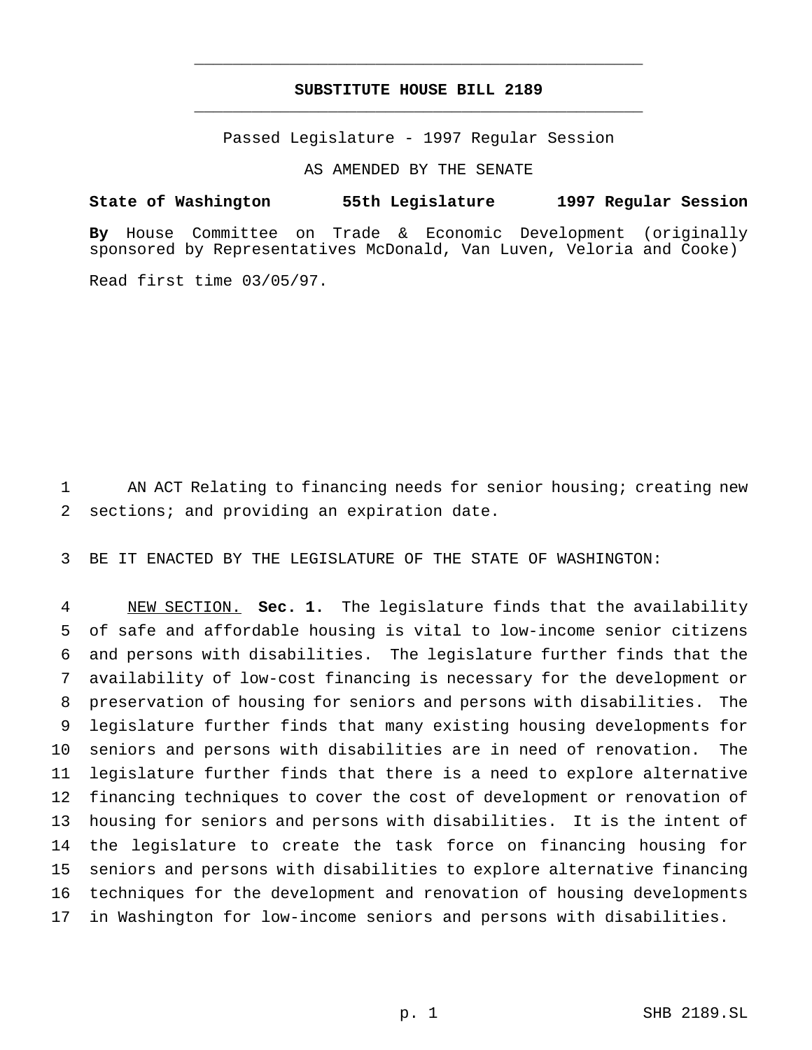# SUBSTITUTE HOUSE BILL 2189

Passed Legislature - 1997 Regular Session

AS AMENDED BY THE SENATE

**State of Washington 55th Legislature 1997 Regular Session**

**By** House Committee on Trade & Economic Development (originally sponsored by Representatives McDonald, Van Luven, Veloria and Cooke)

Read first time 03/05/97.

AN ACT Relating to financing needs for senior housing; creating new sections; and providing an expiration date.

BE IT ENACTED BY THE LEGISLATURE OF THE STATE OF WASHINGTON:

NEW SECTION. **Sec. 1.** The legislature finds that the availability of safe and affordable housing is vital to low-income senior citizens and persons with disabilities. The legislature further finds that the availability of low-cost financing is necessary for the development or preservation of housing for seniors and persons with disabilities. The legislature further finds that many existing housing developments for seniors and persons with disabilities are in need of renovation. The legislature further finds that there is a need to explore alternative financing techniques to cover the cost of development or renovation of housing for seniors and persons with disabilities. It is the intent of the legislature to create the task force on financing housing for seniors and persons with disabilities to explore alternative financing techniques for the development and renovation of housing developments in Washington for low-income seniors and persons with disabilities.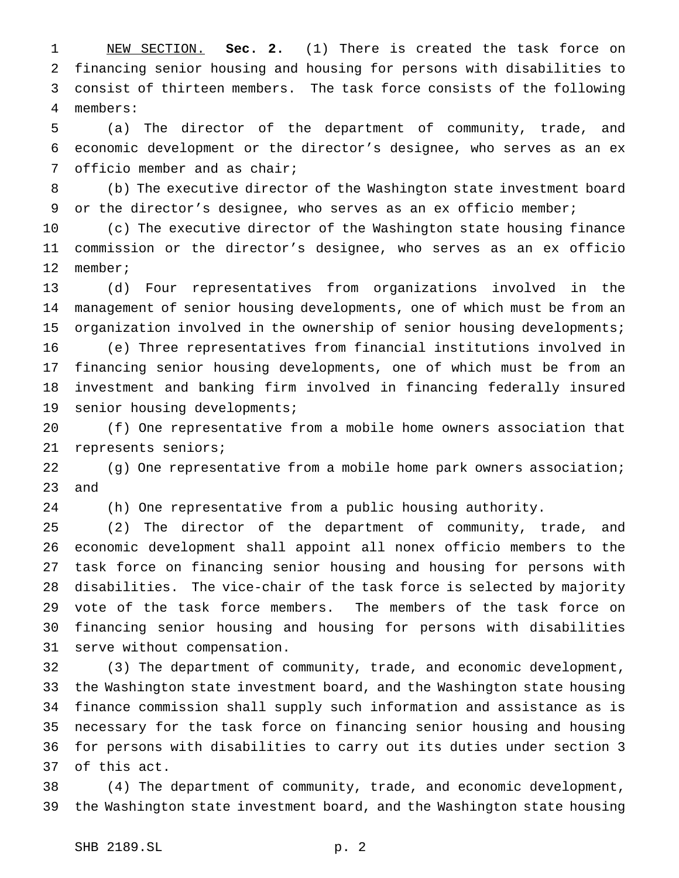NEW SECTION. **Sec. 2.** (1) There is created the task force on financing senior housing and housing for persons with disabilities to consist of thirteen members. The task force consists of the following members:

(a) The director of the department of community, trade, and economic development or the director's designee, who serves as an ex officio member and as chair;

(b) The executive director of the Washington state investment board or the director's designee, who serves as an ex officio member;

(c) The executive director of the Washington state housing finance commission or the director's designee, who serves as an ex officio member;

(d) Four representatives from organizations involved in the management of senior housing developments, one of which must be from an organization involved in the ownership of senior housing developments;

(e) Three representatives from financial institutions involved in financing senior housing developments, one of which must be from an investment and banking firm involved in financing federally insured senior housing developments;

(f) One representative from a mobile home owners association that represents seniors;

(g) One representative from a mobile home park owners association; and

(h) One representative from a public housing authority.

(2) The director of the department of community, trade, and economic development shall appoint all nonex officio members to the task force on financing senior housing and housing for persons with disabilities. The vice-chair of the task force is selected by majority vote of the task force members. The members of the task force on financing senior housing and housing for persons with disabilities serve without compensation.

(3) The department of community, trade, and economic development, the Washington state investment board, and the Washington state housing finance commission shall supply such information and assistance as is necessary for the task force on financing senior housing and housing for persons with disabilities to carry out its duties under section 3 of this act.

(4) The department of community, trade, and economic development, the Washington state investment board, and the Washington state housing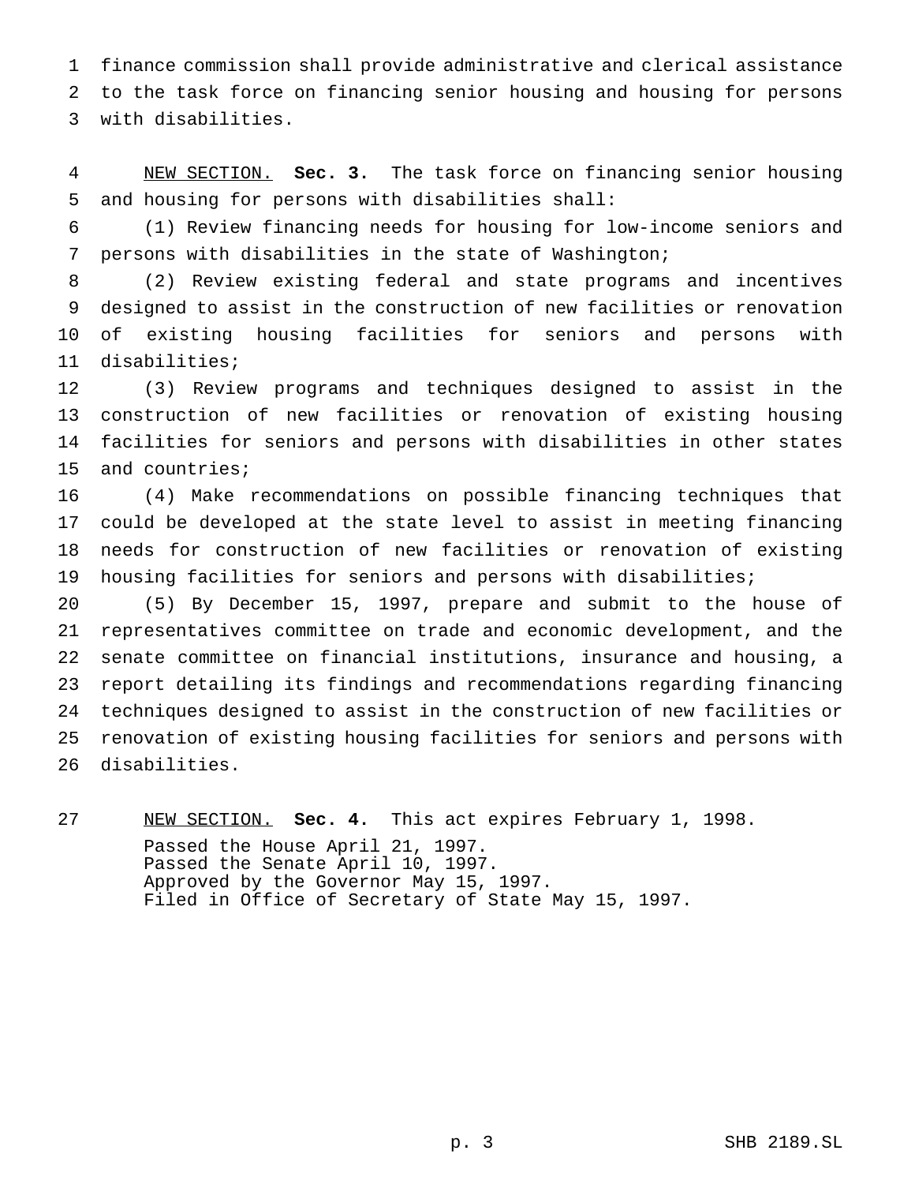finance commission shall provide administrative and clerical assistance to the task force on financing senior housing and housing for persons with disabilities.

NEW SECTION. **Sec. 3.** The task force on financing senior housing and housing for persons with disabilities shall:

(1) Review financing needs for housing for low-income seniors and persons with disabilities in the state of Washington;

(2) Review existing federal and state programs and incentives designed to assist in the construction of new facilities or renovation of existing housing facilities for seniors and persons with disabilities;

(3) Review programs and techniques designed to assist in the construction of new facilities or renovation of existing housing facilities for seniors and persons with disabilities in other states and countries;

(4) Make recommendations on possible financing techniques that could be developed at the state level to assist in meeting financing needs for construction of new facilities or renovation of existing housing facilities for seniors and persons with disabilities;

(5) By December 15, 1997, prepare and submit to the house of representatives committee on trade and economic development, and the senate committee on financial institutions, insurance and housing, a report detailing its findings and recommendations regarding financing techniques designed to assist in the construction of new facilities or renovation of existing housing facilities for seniors and persons with disabilities.

NEW SECTION. **Sec. 4.** This act expires February 1, 1998.

Passed the House April 21, 1997.
Passed the Senate April 10, 1997.
Approved by the Governor May 15, 1997.
Filed in Office of Secretary of State May 15, 1997.